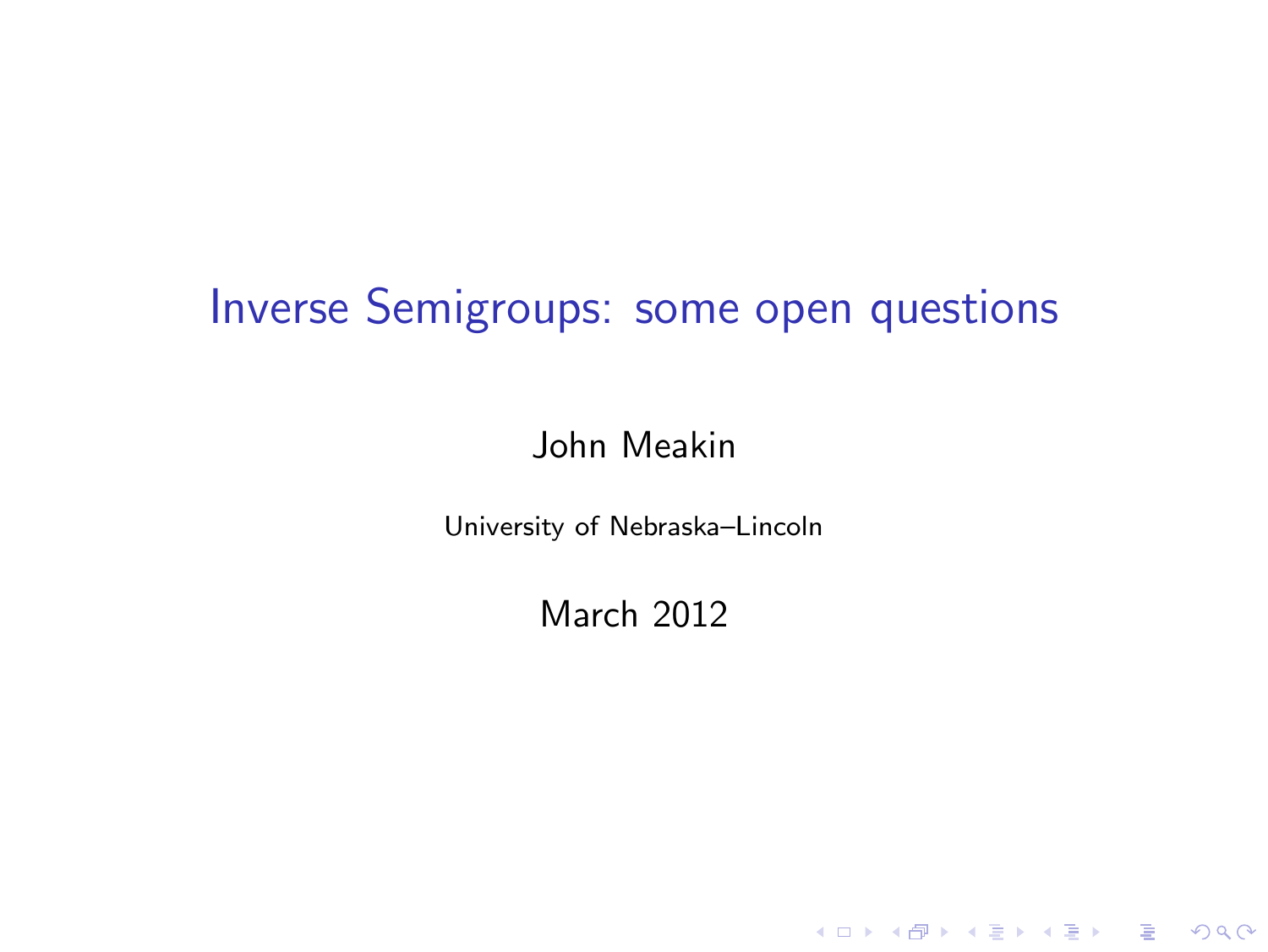# Inverse Semigroups: some open questions

John Meakin

University of Nebraska–Lincoln

March 2012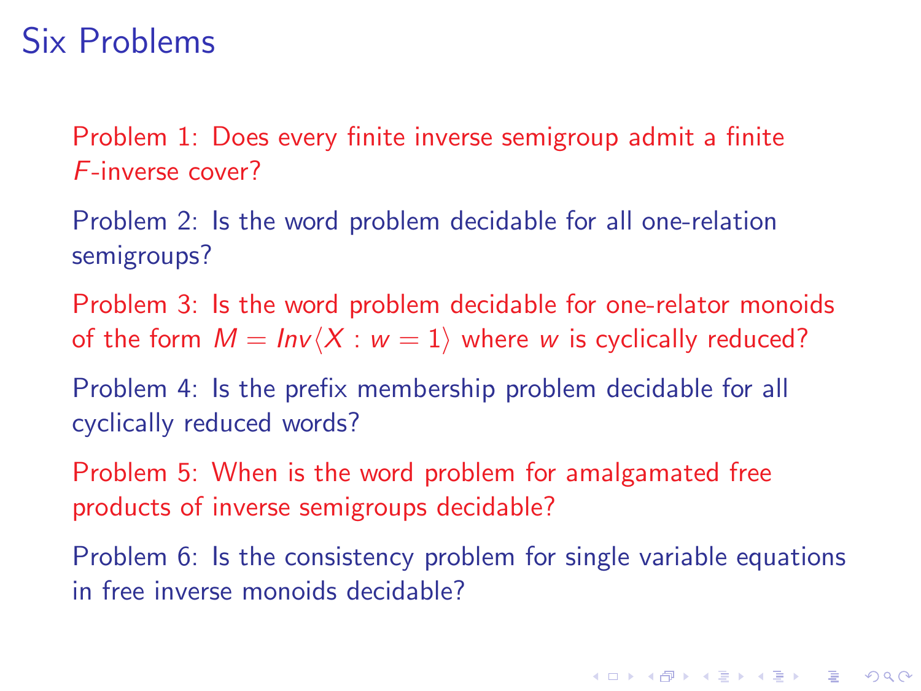# Six Problems

Problem 1: Does every finite inverse semigroup admit a finite $F$-inverse cover?

Problem 2: Is the word problem decidable for all one-relation semigroups?

Problem 3: Is the word problem decidable for one-relator monoids of the form $M = Inv\langle X : w = 1\rangle$ where $w$ is cyclically reduced?

Problem 4: Is the prefix membership problem decidable for all cyclically reduced words?

Problem 5: When is the word problem for amalgamated free products of inverse semigroups decidable?

Problem 6: Is the consistency problem for single variable equations in free inverse monoids decidable?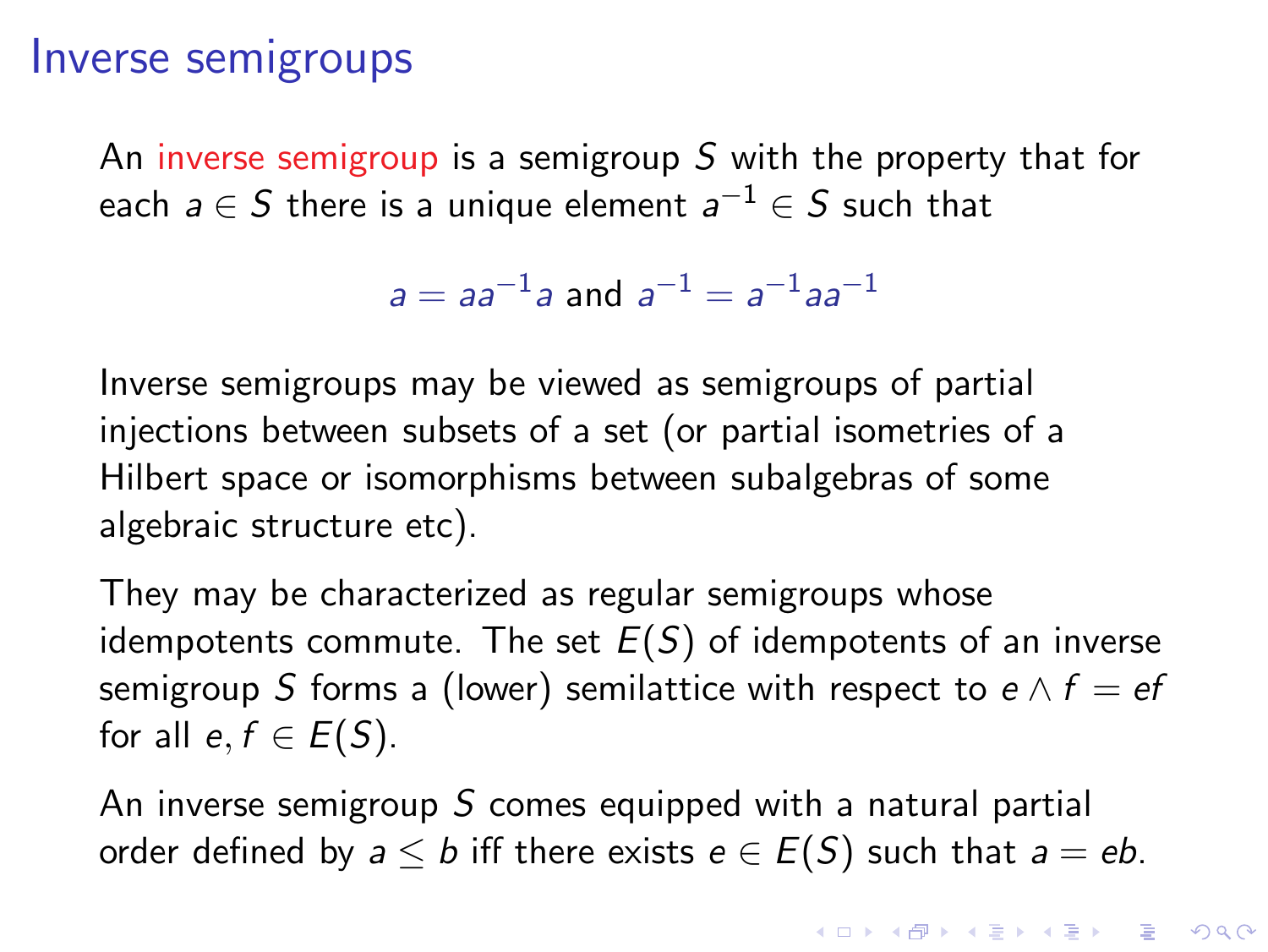# Inverse semigroups

An inverse semigroup is a semigroup $S$ with the property that for each $a \in S$ there is a unique element $a^{-1} \in S$ such that

$$a = aa^{-1}a \text{ and } a^{-1} = a^{-1}aa^{-1}$$

Inverse semigroups may be viewed as semigroups of partial injections between subsets of a set (or partial isometries of a Hilbert space or isomorphisms between subalgebras of some algebraic structure etc).

They may be characterized as regular semigroups whose idempotents commute. The set $E(S)$ of idempotents of an inverse semigroup $S$ forms a (lower) semilattice with respect to $e \wedge f = ef$ for all $e, f \in E(S)$.

An inverse semigroup $S$ comes equipped with a natural partial order defined by $a \leq b$ iff there exists $e \in E(S)$ such that $a = eb$.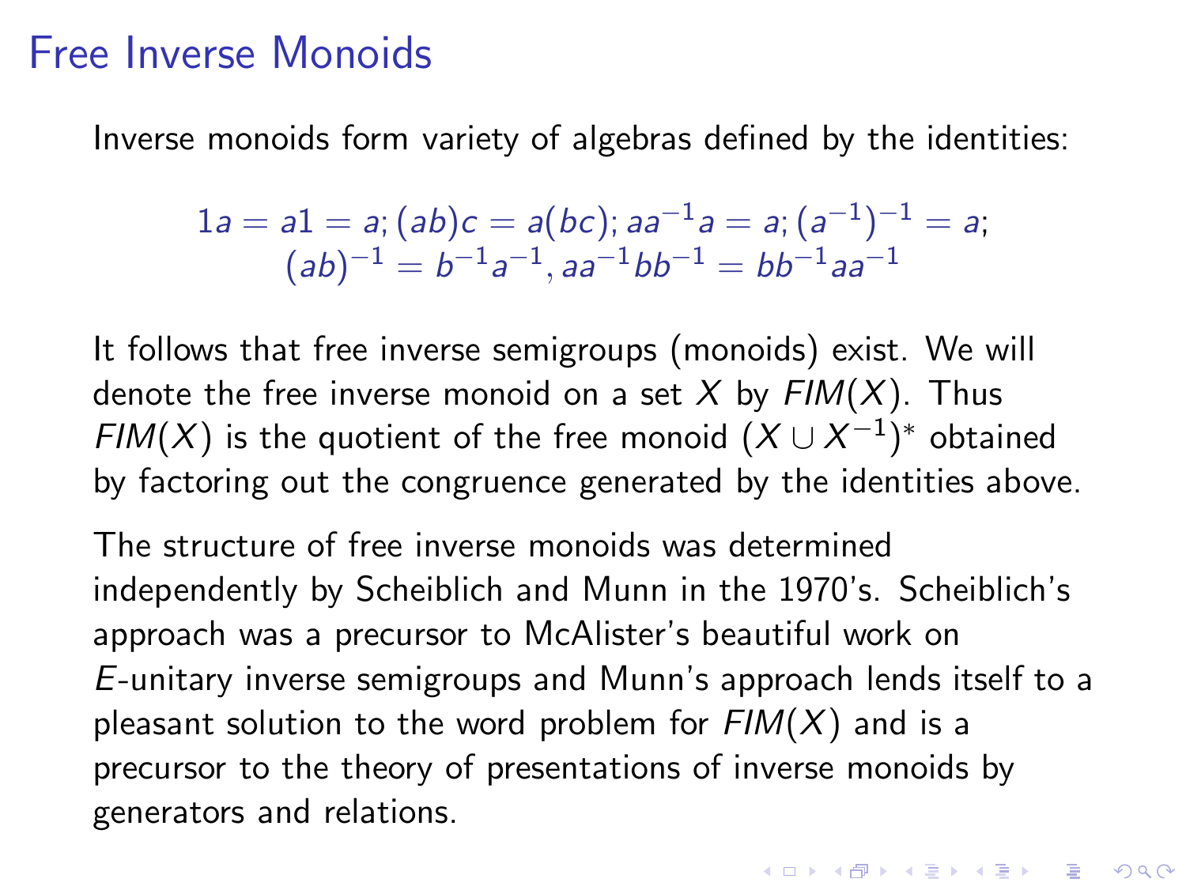# Free Inverse Monoids

Inverse monoids form variety of algebras defined by the identities:

$$1a = a1 = a; (ab)c = a(bc); aa^{-1}a = a; (a^{-1})^{-1} = a;$$
$$(ab)^{-1} = b^{-1}a^{-1}, aa^{-1}bb^{-1} = bb^{-1}aa^{-1}$$

It follows that free inverse semigroups (monoids) exist. We will denote the free inverse monoid on a set $X$ by $FIM(X)$. Thus $FIM(X)$ is the quotient of the free monoid $(X \cup X^{-1})^*$ obtained by factoring out the congruence generated by the identities above.

The structure of free inverse monoids was determined independently by Scheiblich and Munn in the 1970's. Scheiblich's approach was a precursor to McAlister's beautiful work on $E$-unitary inverse semigroups and Munn's approach lends itself to a pleasant solution to the word problem for $FIM(X)$ and is a precursor to the theory of presentations of inverse monoids by generators and relations.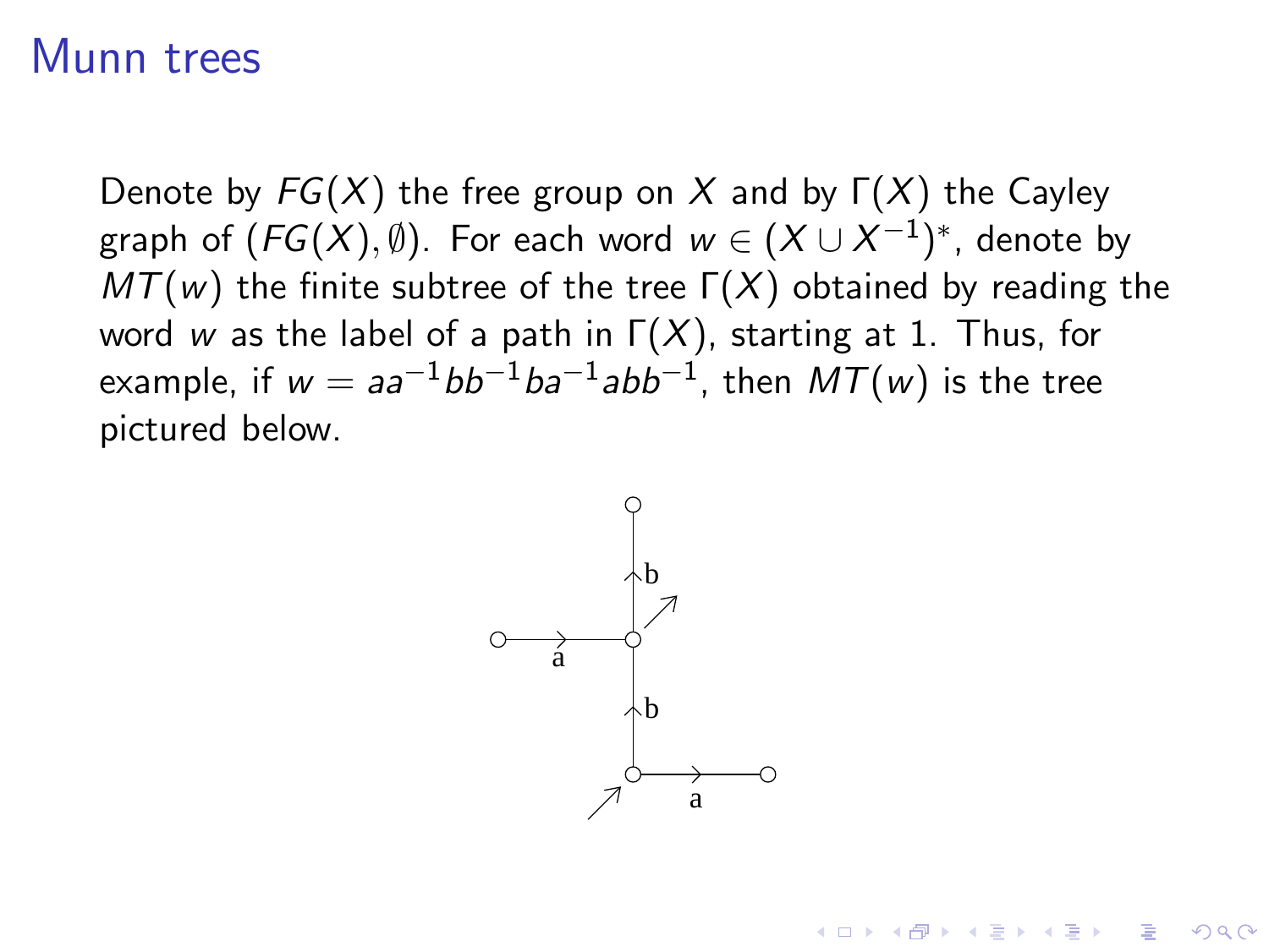# Munn trees

Denote by $FG(X)$ the free group on $X$ and by $\Gamma(X)$ the Cayley graph of $(FG(X), \emptyset)$. For each word $w \in (X \cup X^{-1})^*$, denote by $MT(w)$ the finite subtree of the tree $\Gamma(X)$ obtained by reading the word $w$ as the label of a path in $\Gamma(X)$, starting at 1. Thus, for example, if $w = aa^{-1}bb^{-1}ba^{-1}abb^{-1}$, then $MT(w)$ is the tree pictured below.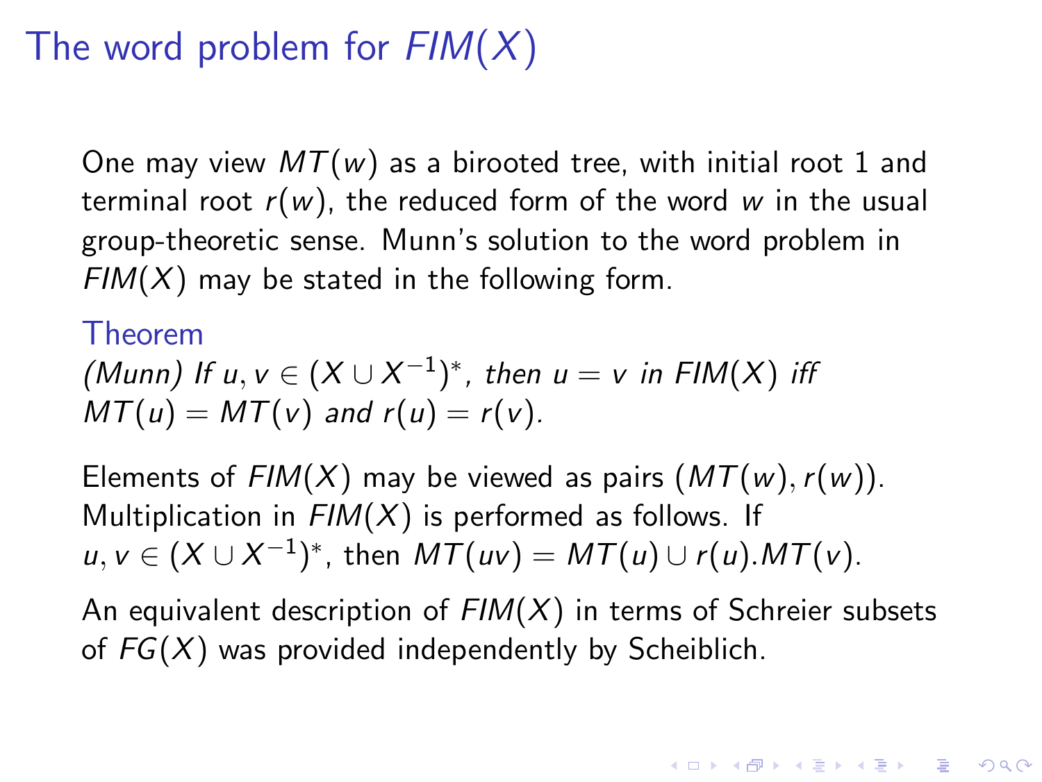# The word problem for $FIM(X)$

One may view $MT(w)$ as a birooted tree, with initial root 1 and terminal root $r(w)$, the reduced form of the word $w$ in the usual group-theoretic sense. Munn's solution to the word problem in $FIM(X)$ may be stated in the following form.

**Theorem**

*(Munn) If $u, v \in (X \cup X^{-1})^*$, then $u = v$ in $FIM(X)$ iff $MT(u) = MT(v)$ and $r(u) = r(v)$.*

Elements of $FIM(X)$ may be viewed as pairs $(MT(w), r(w))$. Multiplication in $FIM(X)$ is performed as follows. If $u, v \in (X \cup X^{-1})^*$, then $MT(uv) = MT(u) \cup r(u).MT(v)$.

An equivalent description of $FIM(X)$ in terms of Schreier subsets of $FG(X)$ was provided independently by Scheiblich.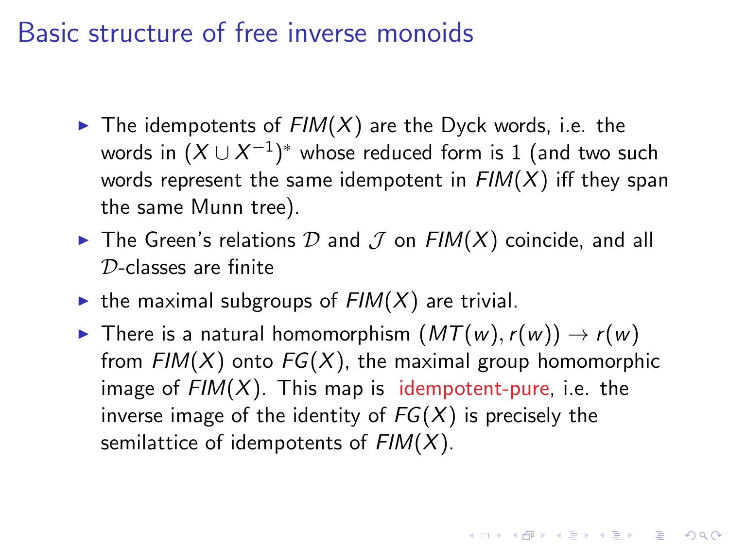# Basic structure of free inverse monoids

- The idempotents of $FIM(X)$ are the Dyck words, i.e. the words in $(X \cup X^{-1})^*$ whose reduced form is 1 (and two such words represent the same idempotent in $FIM(X)$ iff they span the same Munn tree).
- The Green's relations $\mathcal{D}$ and $\mathcal{J}$ on $FIM(X)$ coincide, and all $\mathcal{D}$-classes are finite
- the maximal subgroups of $FIM(X)$ are trivial.
- There is a natural homomorphism $(MT(w), r(w)) \to r(w)$ from $FIM(X)$ onto $FG(X)$, the maximal group homomorphic image of $FIM(X)$. This map is idempotent-pure, i.e. the inverse image of the identity of $FG(X)$ is precisely the semilattice of idempotents of $FIM(X)$.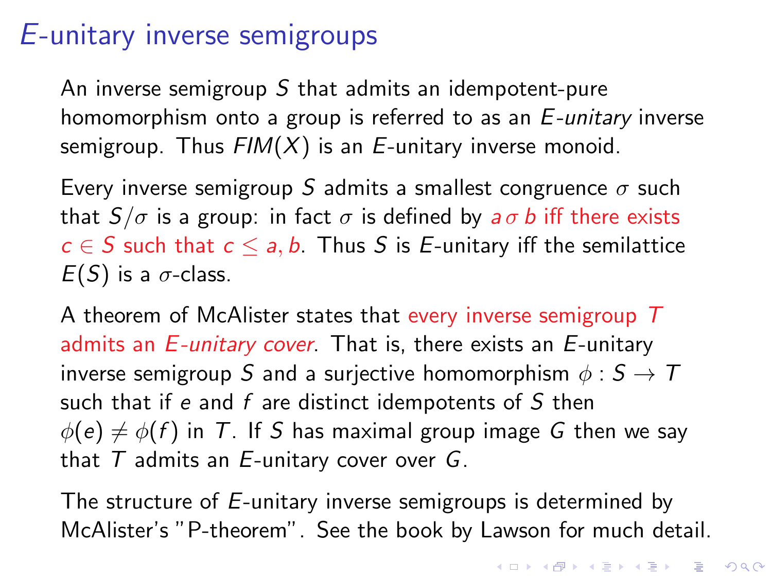# $E$-unitary inverse semigroups

An inverse semigroup $S$ that admits an idempotent-pure homomorphism onto a group is referred to as an *E-unitary* inverse semigroup. Thus $FIM(X)$ is an $E$-unitary inverse monoid.

Every inverse semigroup $S$ admits a smallest congruence $\sigma$ such that $S/\sigma$ is a group: in fact $\sigma$ is defined by $a \, \sigma \, b$ iff there exists $c \in S$ such that $c \leq a, b$. Thus $S$ is $E$-unitary iff the semilattice $E(S)$ is a $\sigma$-class.

A theorem of McAlister states that every inverse semigroup $T$ admits an *E-unitary cover*. That is, there exists an $E$-unitary inverse semigroup $S$ and a surjective homomorphism $\phi : S \to T$ such that if $e$ and $f$ are distinct idempotents of $S$ then $\phi(e) \neq \phi(f)$ in $T$. If $S$ has maximal group image $G$ then we say that $T$ admits an $E$-unitary cover over $G$.

The structure of $E$-unitary inverse semigroups is determined by McAlister's "P-theorem". See the book by Lawson for much detail.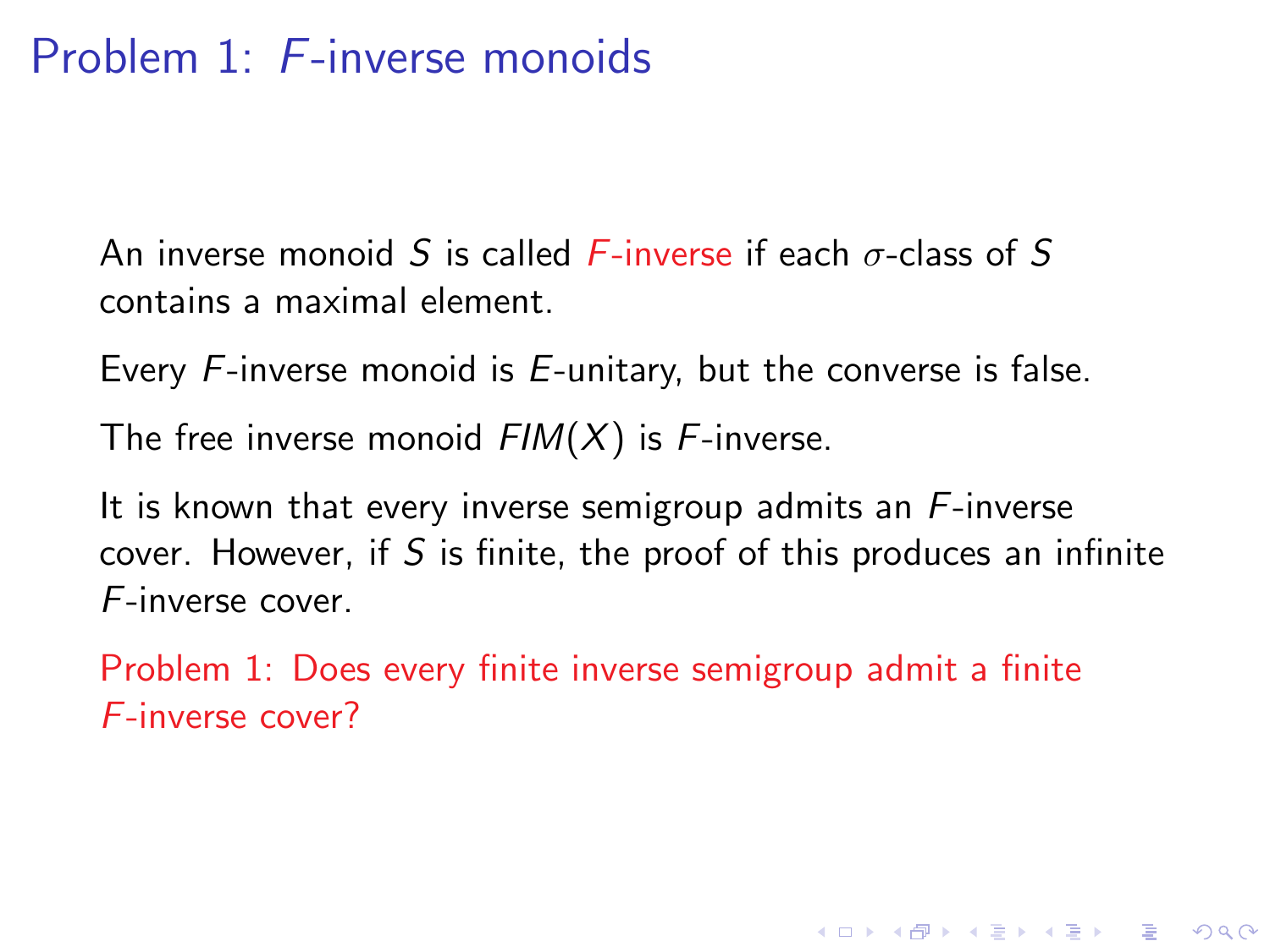# Problem 1: $F$-inverse monoids

An inverse monoid $S$ is called $F$-inverse if each $\sigma$-class of $S$ contains a maximal element.

Every $F$-inverse monoid is $E$-unitary, but the converse is false.

The free inverse monoid $FIM(X)$ is $F$-inverse.

It is known that every inverse semigroup admits an $F$-inverse cover. However, if $S$ is finite, the proof of this produces an infinite $F$-inverse cover.

Problem 1: Does every finite inverse semigroup admit a finite $F$-inverse cover?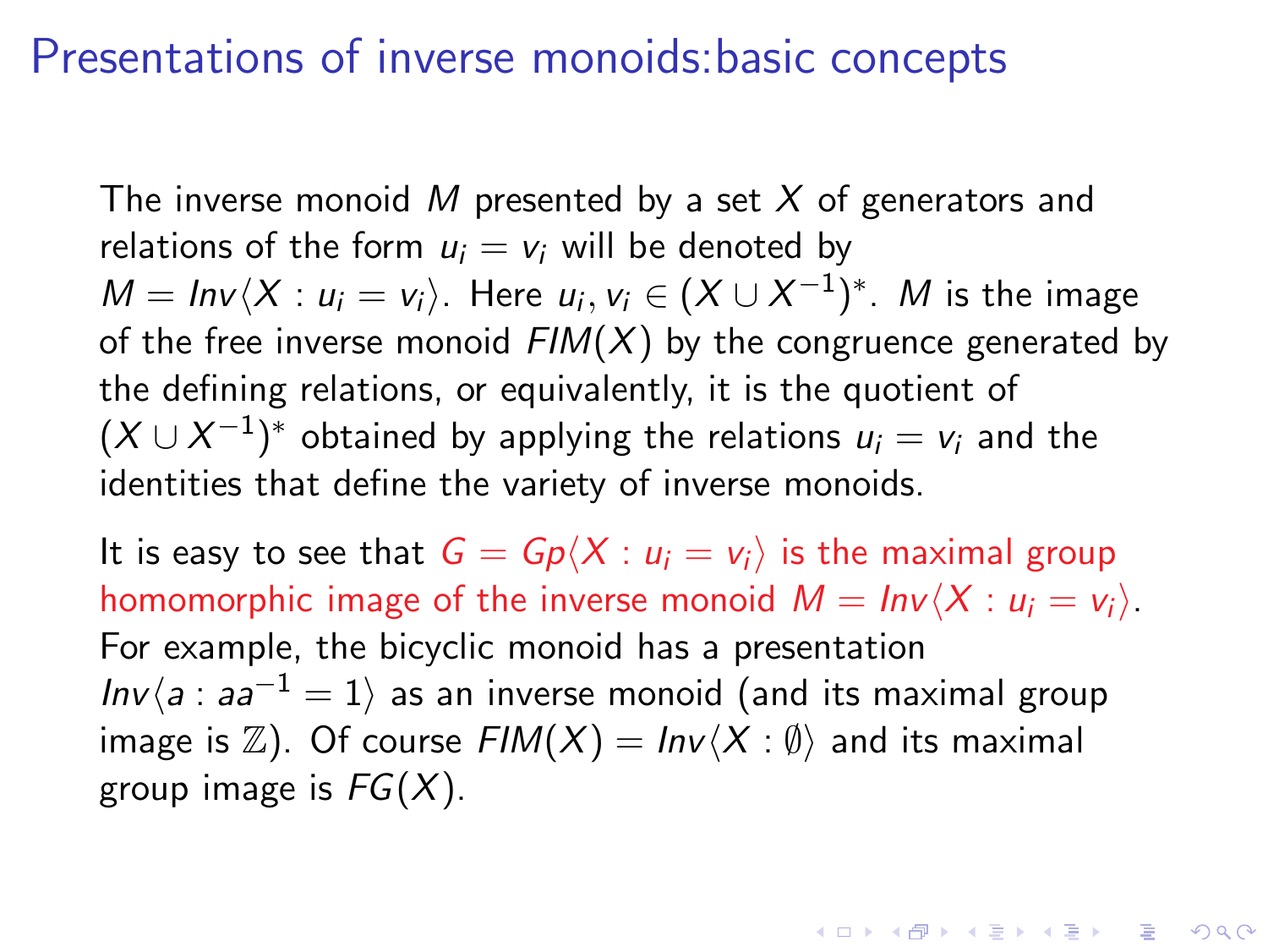# Presentations of inverse monoids:basic concepts

The inverse monoid $M$ presented by a set $X$ of generators and relations of the form $u_i = v_i$ will be denoted by $M = Inv\langle X : u_i = v_i \rangle$. Here $u_i, v_i \in (X \cup X^{-1})^*$. $M$ is the image of the free inverse monoid $FIM(X)$ by the congruence generated by the defining relations, or equivalently, it is the quotient of $(X \cup X^{-1})^*$ obtained by applying the relations $u_i = v_i$ and the identities that define the variety of inverse monoids.

It is easy to see that $G = Gp\langle X : u_i = v_i \rangle$ is the maximal group homomorphic image of the inverse monoid $M = Inv\langle X : u_i = v_i \rangle$. For example, the bicyclic monoid has a presentation $Inv\langle a : aa^{-1} = 1 \rangle$ as an inverse monoid (and its maximal group image is $\mathbb{Z}$). Of course $FIM(X) = Inv\langle X : \emptyset \rangle$ and its maximal group image is $FG(X)$.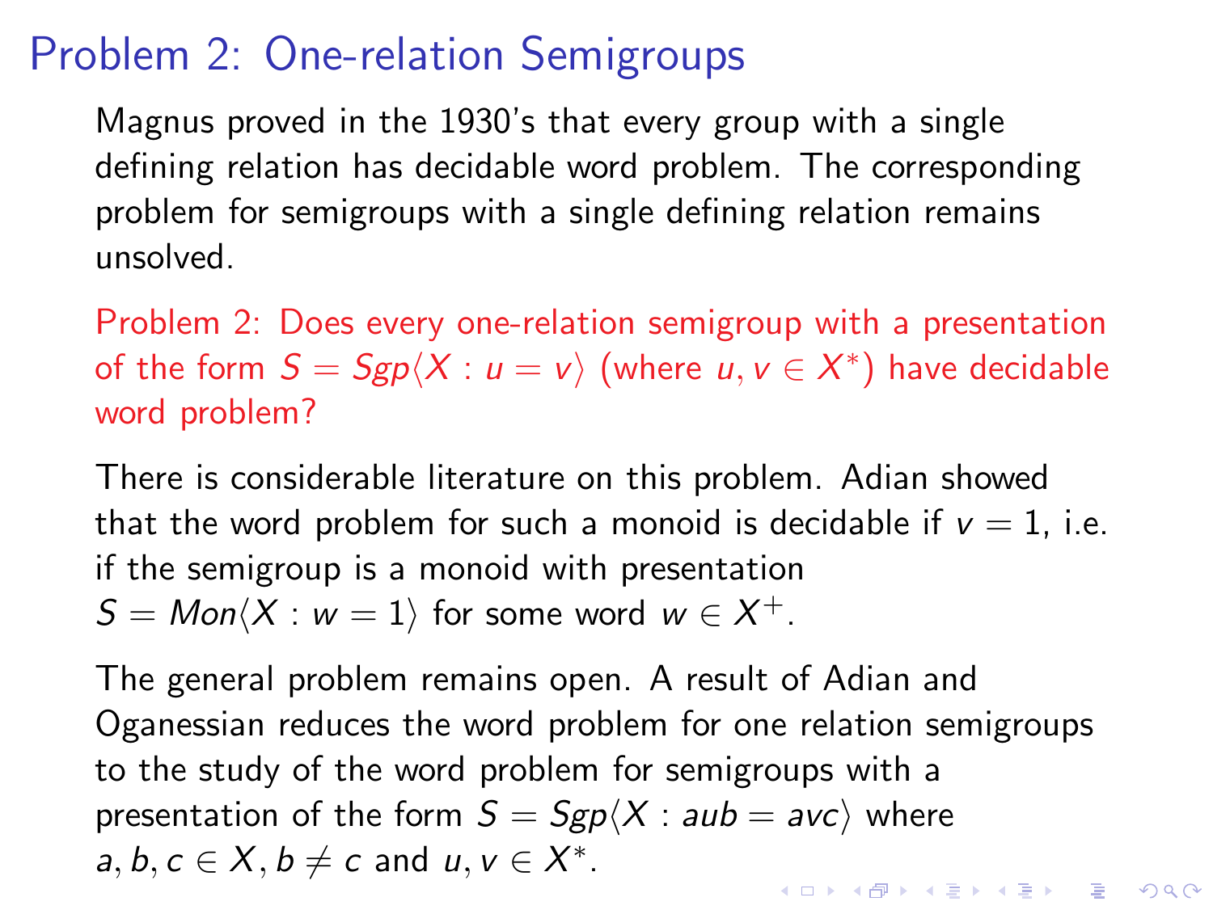# Problem 2: One-relation Semigroups

Magnus proved in the 1930's that every group with a single defining relation has decidable word problem. The corresponding problem for semigroups with a single defining relation remains unsolved.

Problem 2: Does every one-relation semigroup with a presentation of the form $S = Sgp\langle X : u = v\rangle$ (where $u, v \in X^*$) have decidable word problem?

There is considerable literature on this problem. Adian showed that the word problem for such a monoid is decidable if $v = 1$, i.e. if the semigroup is a monoid with presentation $S = Mon\langle X : w = 1\rangle$ for some word $w \in X^+$.

The general problem remains open. A result of Adian and Oganessian reduces the word problem for one relation semigroups to the study of the word problem for semigroups with a presentation of the form $S = Sgp\langle X : aub = avc\rangle$ where $a, b, c \in X, b \neq c$ and $u, v \in X^*$.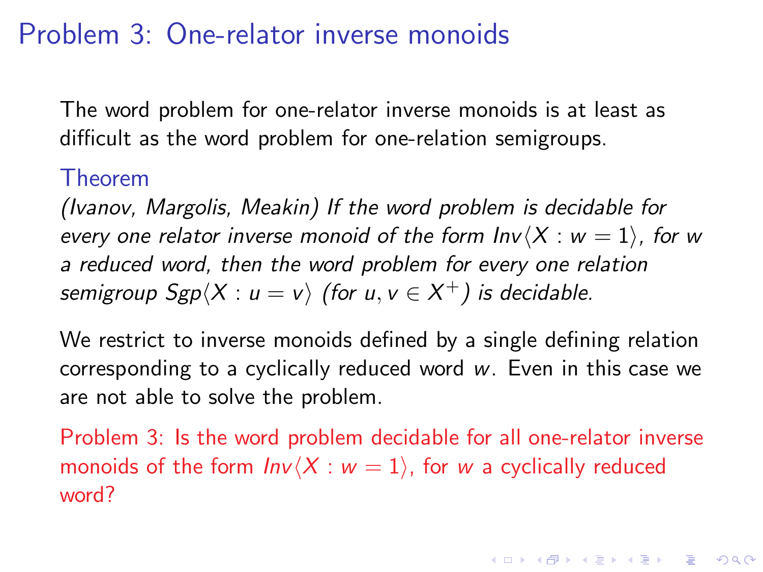# Problem 3: One-relator inverse monoids

The word problem for one-relator inverse monoids is at least as difficult as the word problem for one-relation semigroups.

**Theorem**

*(Ivanov, Margolis, Meakin) If the word problem is decidable for every one relator inverse monoid of the form $Inv\langle X : w = 1\rangle$, for $w$ a reduced word, then the word problem for every one relation semigroup $Sgp\langle X : u = v\rangle$ (for $u, v \in X^+$) is decidable.*

We restrict to inverse monoids defined by a single defining relation corresponding to a cyclically reduced word $w$. Even in this case we are not able to solve the problem.

Problem 3: Is the word problem decidable for all one-relator inverse monoids of the form $Inv\langle X : w = 1\rangle$, for $w$ a cyclically reduced word?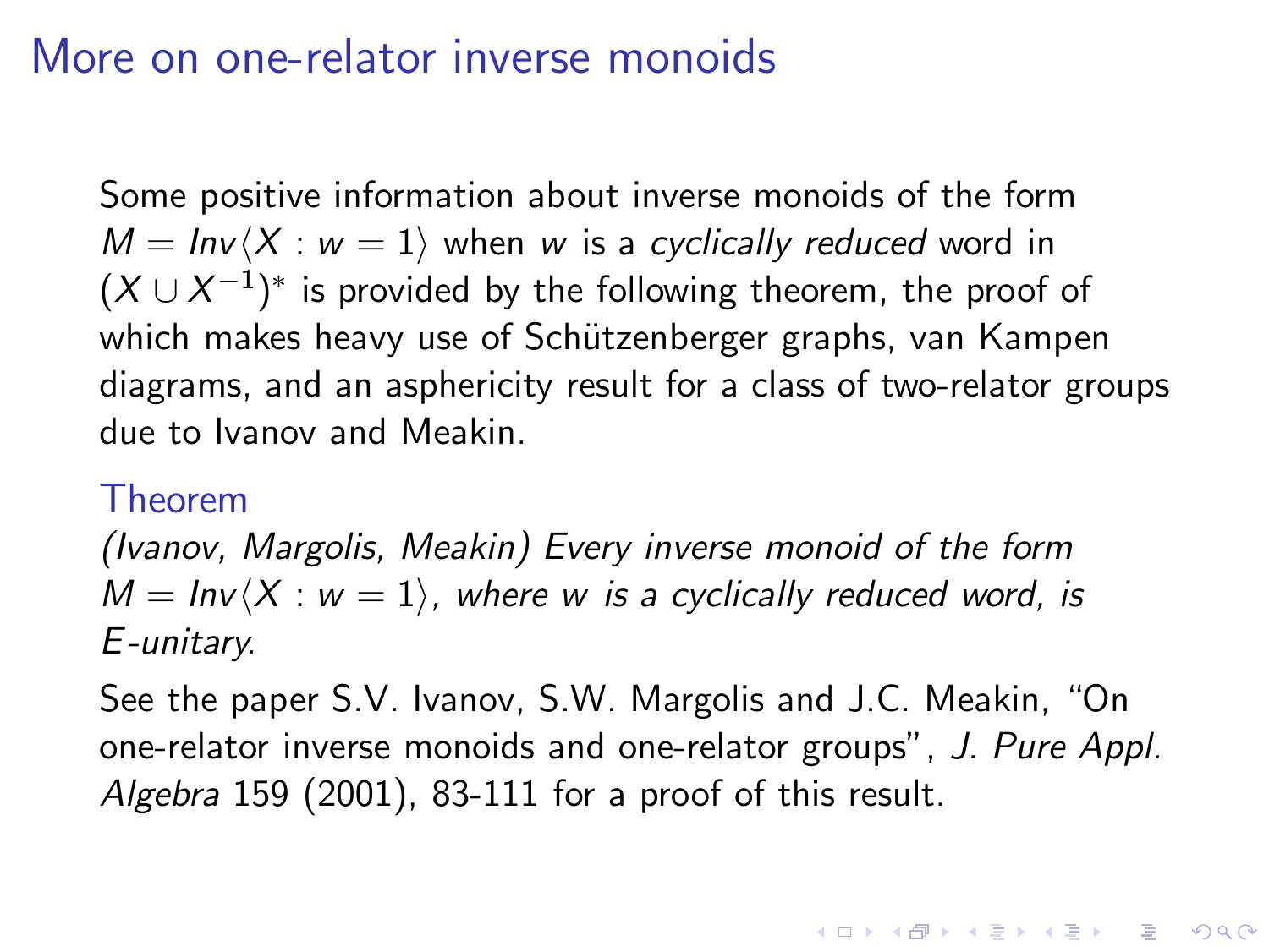# More on one-relator inverse monoids

Some positive information about inverse monoids of the form $M = Inv\langle X : w = 1\rangle$ when $w$ is a *cyclically reduced* word in $(X \cup X^{-1})^*$ is provided by the following theorem, the proof of which makes heavy use of Schützenberger graphs, van Kampen diagrams, and an asphericity result for a class of two-relator groups due to Ivanov and Meakin.

**Theorem**

*(Ivanov, Margolis, Meakin) Every inverse monoid of the form $M = Inv\langle X : w = 1\rangle$, where $w$ is a cyclically reduced word, is $E$-unitary.*

See the paper S.V. Ivanov, S.W. Margolis and J.C. Meakin, "On one-relator inverse monoids and one-relator groups", *J. Pure Appl. Algebra* 159 (2001), 83-111 for a proof of this result.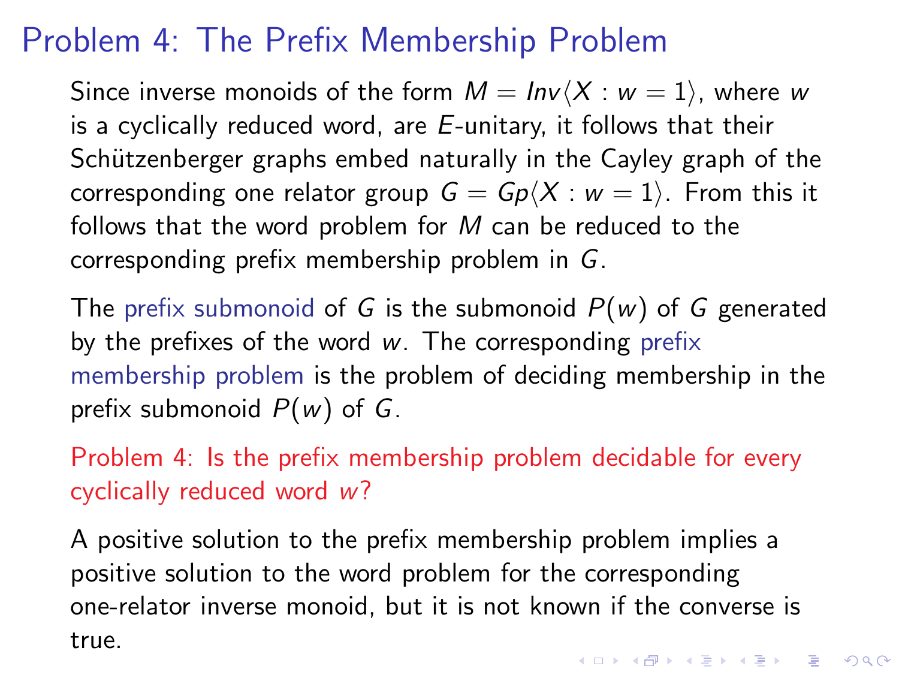# Problem 4: The Prefix Membership Problem

Since inverse monoids of the form $M = Inv\langle X : w = 1\rangle$, where $w$ is a cyclically reduced word, are $E$-unitary, it follows that their Schützenberger graphs embed naturally in the Cayley graph of the corresponding one relator group $G = Gp\langle X : w = 1\rangle$. From this it follows that the word problem for $M$ can be reduced to the corresponding prefix membership problem in $G$.

The prefix submonoid of $G$ is the submonoid $P(w)$ of $G$ generated by the prefixes of the word $w$. The corresponding prefix membership problem is the problem of deciding membership in the prefix submonoid $P(w)$ of $G$.

Problem 4: Is the prefix membership problem decidable for every cyclically reduced word $w$?

A positive solution to the prefix membership problem implies a positive solution to the word problem for the corresponding one-relator inverse monoid, but it is not known if the converse is true.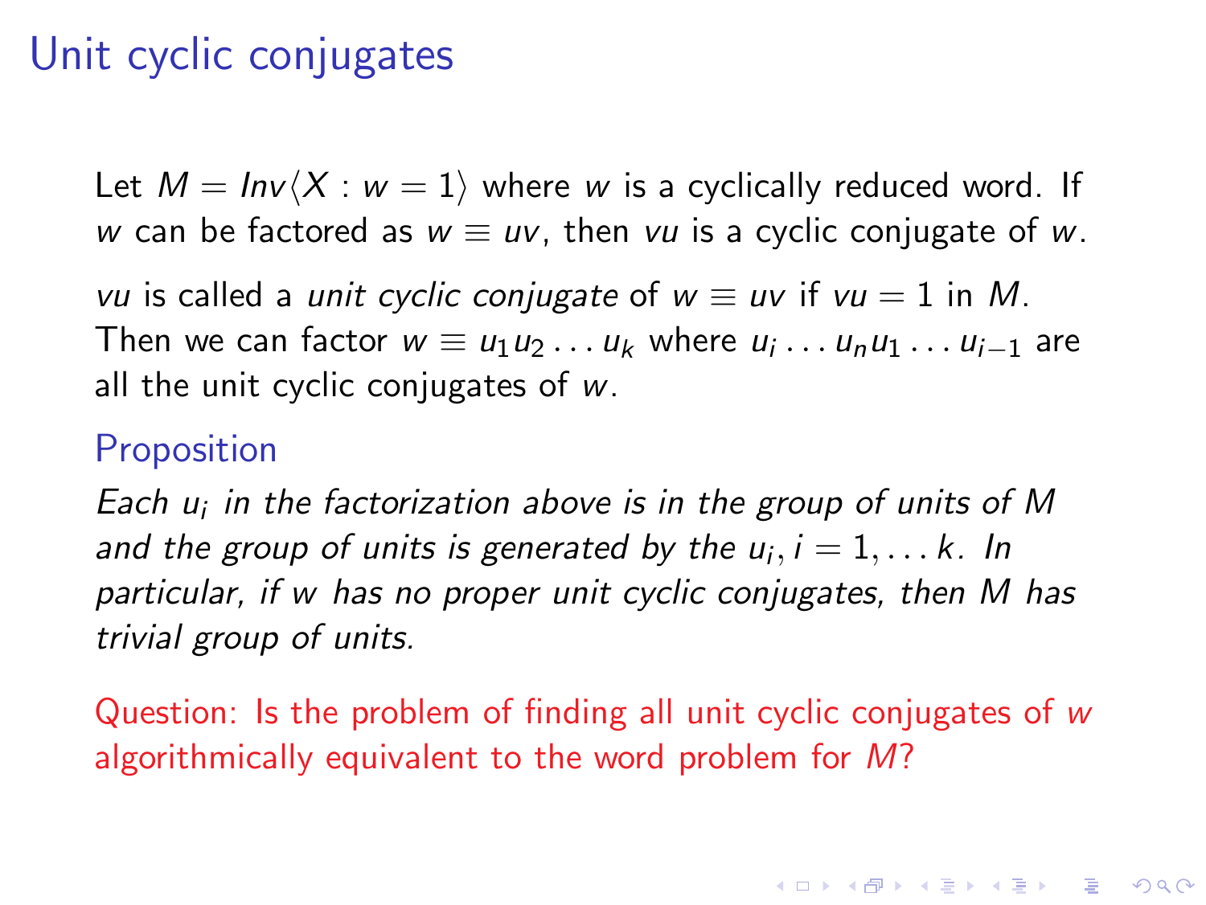# Unit cyclic conjugates

Let $M = Inv\langle X : w = 1 \rangle$ where $w$ is a cyclically reduced word. If $w$ can be factored as $w \equiv uv$, then $vu$ is a cyclic conjugate of $w$.

$vu$ is called a *unit cyclic conjugate* of $w \equiv uv$ if $vu = 1$ in $M$. Then we can factor $w \equiv u_1 u_2 \ldots u_k$ where $u_i \ldots u_n u_1 \ldots u_{i-1}$ are all the unit cyclic conjugates of $w$.

## Proposition

*Each $u_i$ in the factorization above is in the group of units of $M$ and the group of units is generated by the $u_i, i = 1, \ldots k$. In particular, if $w$ has no proper unit cyclic conjugates, then $M$ has trivial group of units.*

Question: Is the problem of finding all unit cyclic conjugates of $w$ algorithmically equivalent to the word problem for $M$?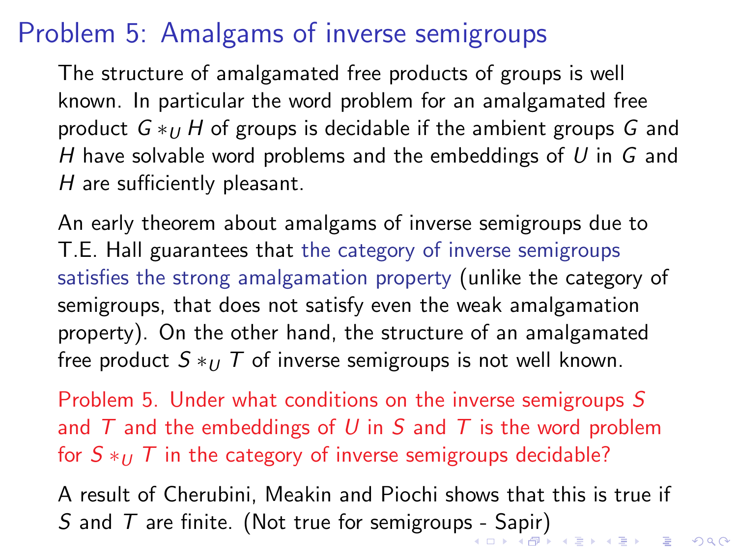# Problem 5: Amalgams of inverse semigroups

The structure of amalgamated free products of groups is well known. In particular the word problem for an amalgamated free product $G *_U H$ of groups is decidable if the ambient groups $G$ and $H$ have solvable word problems and the embeddings of $U$ in $G$ and $H$ are sufficiently pleasant.

An early theorem about amalgams of inverse semigroups due to T.E. Hall guarantees that the category of inverse semigroups satisfies the strong amalgamation property (unlike the category of semigroups, that does not satisfy even the weak amalgamation property). On the other hand, the structure of an amalgamated free product $S *_U T$ of inverse semigroups is not well known.

Problem 5. Under what conditions on the inverse semigroups $S$ and $T$ and the embeddings of $U$ in $S$ and $T$ is the word problem for $S *_U T$ in the category of inverse semigroups decidable?

A result of Cherubini, Meakin and Piochi shows that this is true if $S$ and $T$ are finite. (Not true for semigroups - Sapir)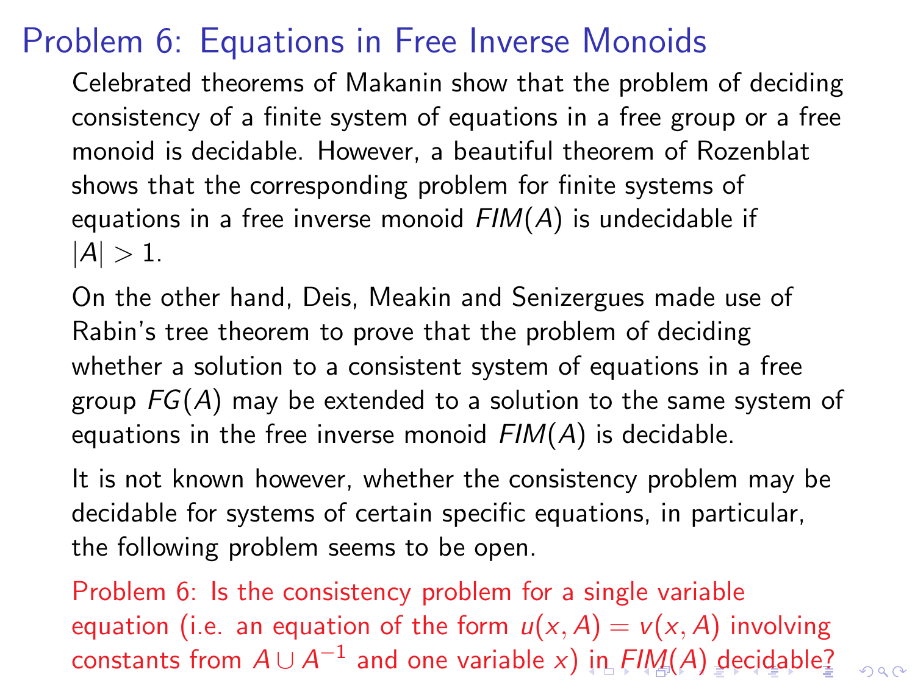# Problem 6: Equations in Free Inverse Monoids

Celebrated theorems of Makanin show that the problem of deciding consistency of a finite system of equations in a free group or a free monoid is decidable. However, a beautiful theorem of Rozenblat shows that the corresponding problem for finite systems of equations in a free inverse monoid $FIM(A)$ is undecidable if $|A| > 1$.

On the other hand, Deis, Meakin and Senizergues made use of Rabin's tree theorem to prove that the problem of deciding whether a solution to a consistent system of equations in a free group $FG(A)$ may be extended to a solution to the same system of equations in the free inverse monoid $FIM(A)$ is decidable.

It is not known however, whether the consistency problem may be decidable for systems of certain specific equations, in particular, the following problem seems to be open.

Problem 6: Is the consistency problem for a single variable equation (i.e. an equation of the form $u(x, A) = v(x, A)$ involving constants from $A \cup A^{-1}$ and one variable $x$) in $FIM(A)$ decidable?